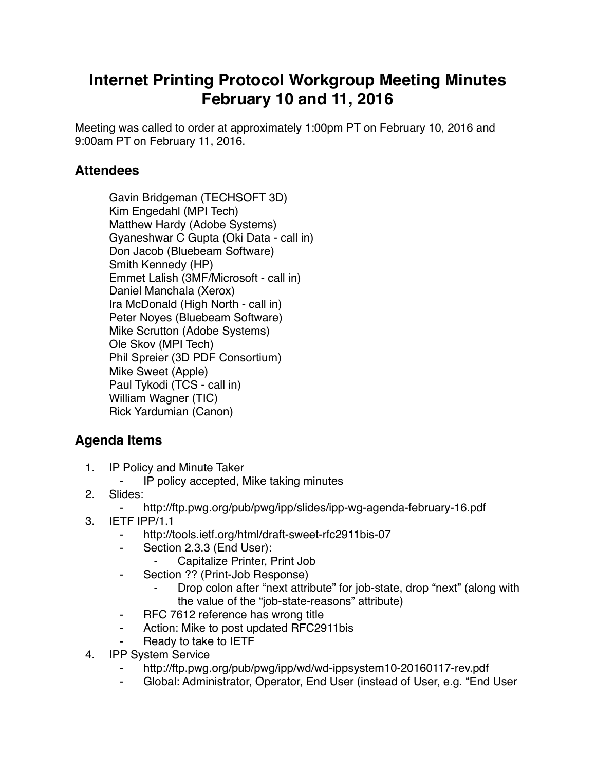# Internet Printing Protocol Workgroup Meeting Minutes February 10 and 11, 2016

Meeting was called to order at approximately 1:00pm PT on February 10, 2016 and 9:00am PT on February 11, 2016.

## Attendees

Gavin Bridgeman (TECHSOFT 3D)
Kim Engedahl (MPI Tech)
Matthew Hardy (Adobe Systems)
Gyaneshwar C Gupta (Oki Data - call in)
Don Jacob (Bluebeam Software)
Smith Kennedy (HP)
Emmet Lalish (3MF/Microsoft - call in)
Daniel Manchala (Xerox)
Ira McDonald (High North - call in)
Peter Noyes (Bluebeam Software)
Mike Scrutton (Adobe Systems)
Ole Skov (MPI Tech)
Phil Spreier (3D PDF Consortium)
Mike Sweet (Apple)
Paul Tykodi (TCS - call in)
William Wagner (TIC)
Rick Yardumian (Canon)

## Agenda Items

1. IP Policy and Minute Taker
    - IP policy accepted, Mike taking minutes
2. Slides:
    - http://ftp.pwg.org/pub/pwg/ipp/slides/ipp-wg-agenda-february-16.pdf
3. IETF IPP/1.1
    - http://tools.ietf.org/html/draft-sweet-rfc2911bis-07
    - Section 2.3.3 (End User):
        - Capitalize Printer, Print Job
    - Section ?? (Print-Job Response)
        - Drop colon after "next attribute" for job-state, drop "next" (along with the value of the "job-state-reasons" attribute)
    - RFC 7612 reference has wrong title
    - Action: Mike to post updated RFC2911bis
    - Ready to take to IETF
4. IPP System Service
    - http://ftp.pwg.org/pub/pwg/ipp/wd/wd-ippsystem10-20160117-rev.pdf
    - Global: Administrator, Operator, End User (instead of User, e.g. "End User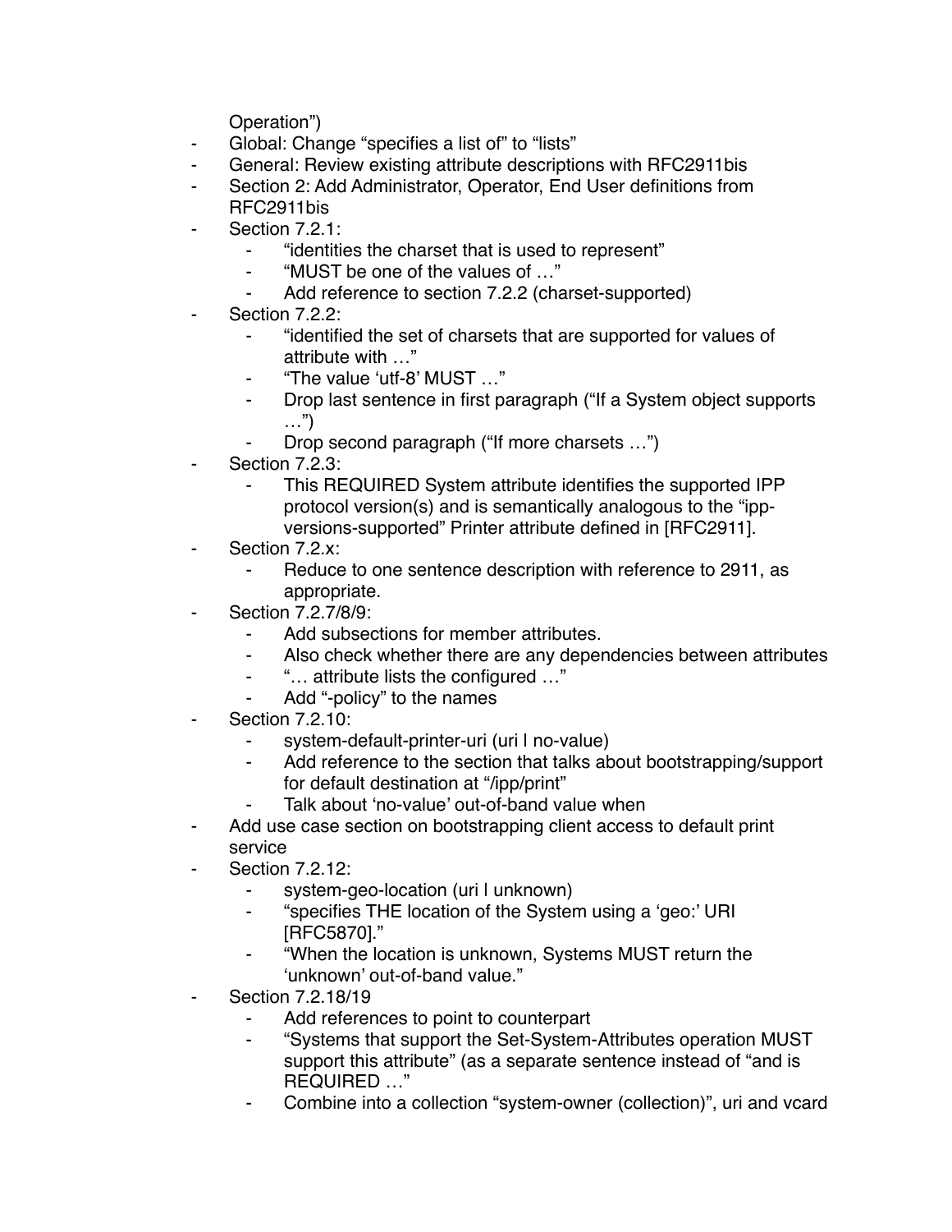Operation")

- Global: Change "specifies a list of" to "lists"
- General: Review existing attribute descriptions with RFC2911bis
- Section 2: Add Administrator, Operator, End User definitions from RFC2911bis
- Section 7.2.1:
    - "identities the charset that is used to represent"
    - "MUST be one of the values of …"
    - Add reference to section 7.2.2 (charset-supported)
- Section 7.2.2:
    - "identified the set of charsets that are supported for values of attribute with …"
    - "The value 'utf-8' MUST …"
    - Drop last sentence in first paragraph ("If a System object supports …")
    - Drop second paragraph ("If more charsets …")
- Section 7.2.3:
    - This REQUIRED System attribute identifies the supported IPP protocol version(s) and is semantically analogous to the "ipp-versions-supported" Printer attribute defined in [RFC2911].
- Section 7.2.x:
    - Reduce to one sentence description with reference to 2911, as appropriate.
- Section 7.2.7/8/9:
    - Add subsections for member attributes.
    - Also check whether there are any dependencies between attributes
    - "… attribute lists the configured …"
    - Add "-policy" to the names
- Section 7.2.10:
    - system-default-printer-uri (uri | no-value)
    - Add reference to the section that talks about bootstrapping/support for default destination at "/ipp/print"
    - Talk about 'no-value' out-of-band value when
- Add use case section on bootstrapping client access to default print service
- Section 7.2.12:
    - system-geo-location (uri | unknown)
    - "specifies THE location of the System using a 'geo:' URI [RFC5870]."
    - "When the location is unknown, Systems MUST return the 'unknown' out-of-band value."
- Section 7.2.18/19
    - Add references to point to counterpart
    - "Systems that support the Set-System-Attributes operation MUST support this attribute" (as a separate sentence instead of "and is REQUIRED …"
    - Combine into a collection "system-owner (collection)", uri and vcard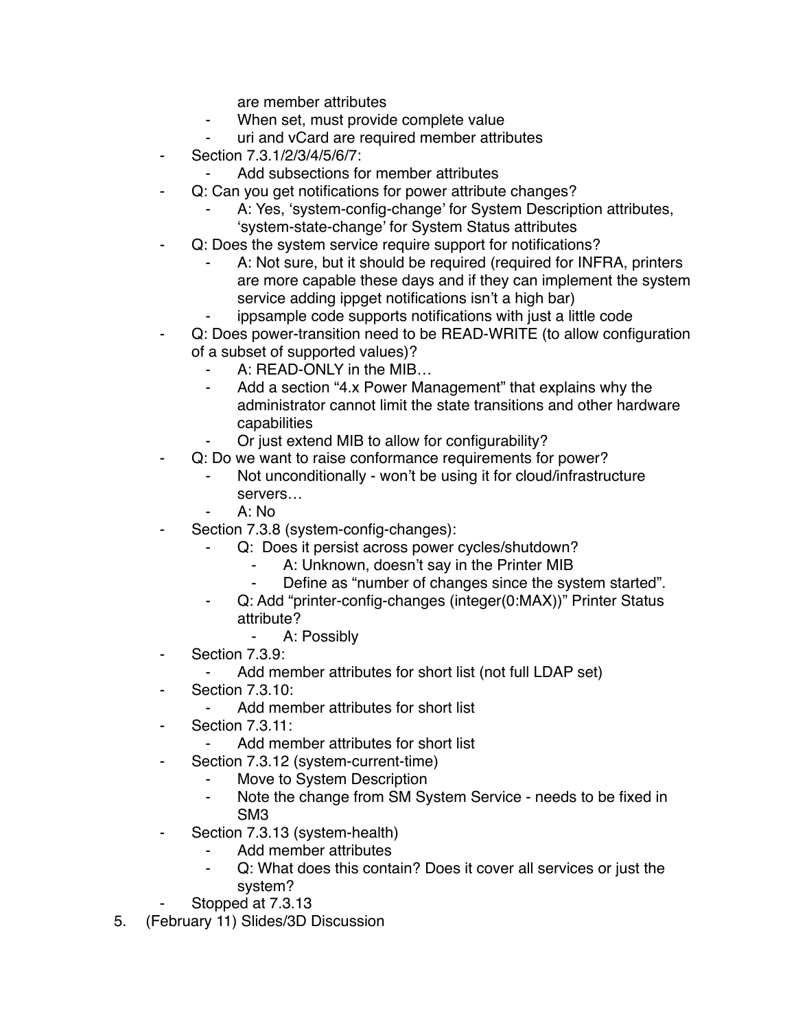are member attributes
  - When set, must provide complete value
  - uri and vCard are required member attributes
- Section 7.3.1/2/3/4/5/6/7:
  - Add subsections for member attributes
- Q: Can you get notifications for power attribute changes?
  - A: Yes, ‘system-config-change’ for System Description attributes, ‘system-state-change’ for System Status attributes
- Q: Does the system service require support for notifications?
  - A: Not sure, but it should be required (required for INFRA, printers are more capable these days and if they can implement the system service adding ippget notifications isn’t a high bar)
  - ippsample code supports notifications with just a little code
- Q: Does power-transition need to be READ-WRITE (to allow configuration of a subset of supported values)?
  - A: READ-ONLY in the MIB…
  - Add a section “4.x Power Management” that explains why the administrator cannot limit the state transitions and other hardware capabilities
  - Or just extend MIB to allow for configurability?
- Q: Do we want to raise conformance requirements for power?
  - Not unconditionally - won’t be using it for cloud/infrastructure servers…
  - A: No
- Section 7.3.8 (system-config-changes):
  - Q: Does it persist across power cycles/shutdown?
    - A: Unknown, doesn’t say in the Printer MIB
    - Define as “number of changes since the system started”.
  - Q: Add “printer-config-changes (integer(0:MAX))” Printer Status attribute?
    - A: Possibly
- Section 7.3.9:
  - Add member attributes for short list (not full LDAP set)
- Section 7.3.10:
  - Add member attributes for short list
- Section 7.3.11:
  - Add member attributes for short list
- Section 7.3.12 (system-current-time)
  - Move to System Description
  - Note the change from SM System Service - needs to be fixed in SM3
- Section 7.3.13 (system-health)
  - Add member attributes
  - Q: What does this contain? Does it cover all services or just the system?
- Stopped at 7.3.13

5. (February 11) Slides/3D Discussion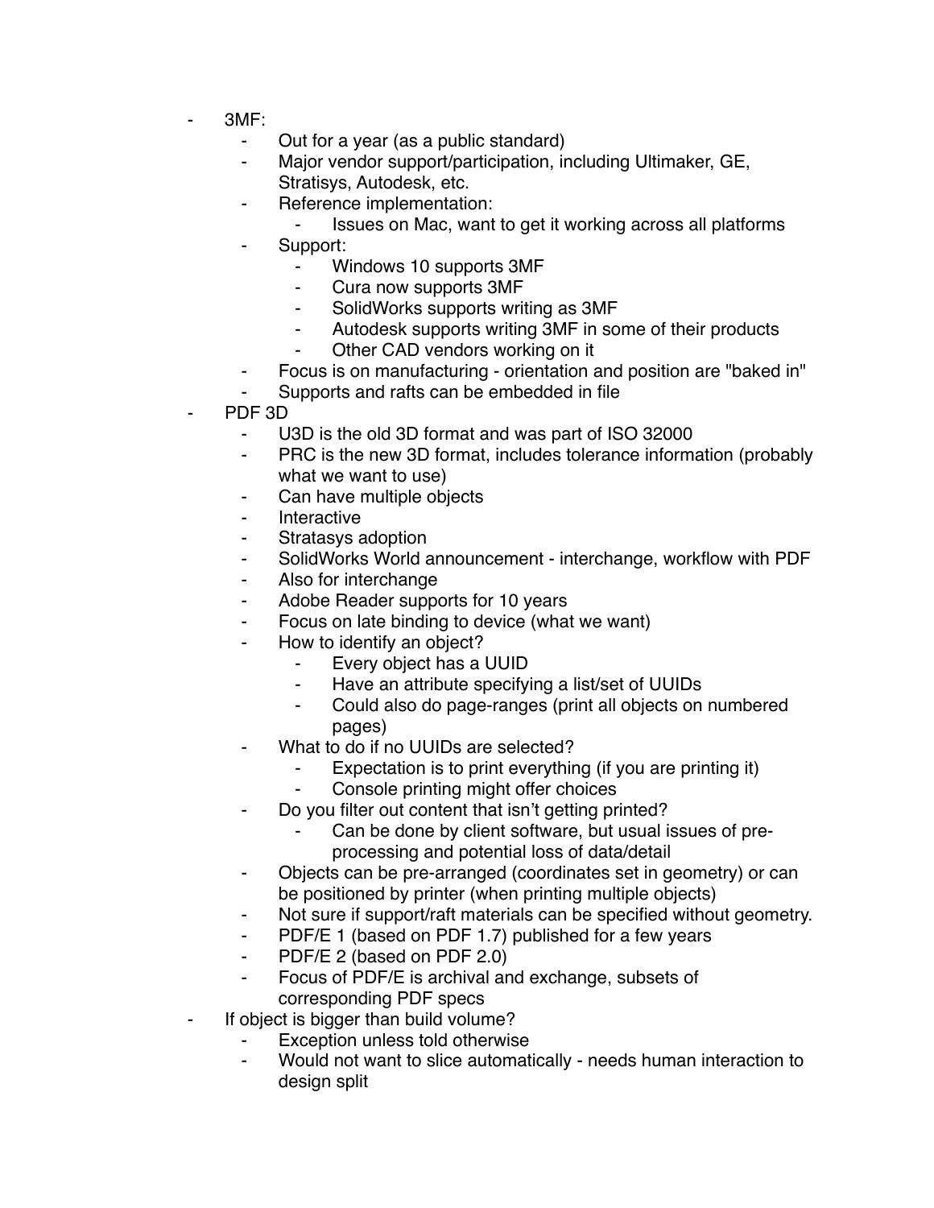- 3MF:
    - Out for a year (as a public standard)
    - Major vendor support/participation, including Ultimaker, GE, Stratisys, Autodesk, etc.
    - Reference implementation:
        - Issues on Mac, want to get it working across all platforms
    - Support:
        - Windows 10 supports 3MF
        - Cura now supports 3MF
        - SolidWorks supports writing as 3MF
        - Autodesk supports writing 3MF in some of their products
        - Other CAD vendors working on it
    - Focus is on manufacturing - orientation and position are "baked in"
    - Supports and rafts can be embedded in file
- PDF 3D
    - U3D is the old 3D format and was part of ISO 32000
    - PRC is the new 3D format, includes tolerance information (probably what we want to use)
    - Can have multiple objects
    - Interactive
    - Stratasys adoption
    - SolidWorks World announcement - interchange, workflow with PDF
    - Also for interchange
    - Adobe Reader supports for 10 years
    - Focus on late binding to device (what we want)
    - How to identify an object?
        - Every object has a UUID
        - Have an attribute specifying a list/set of UUIDs
        - Could also do page-ranges (print all objects on numbered pages)
    - What to do if no UUIDs are selected?
        - Expectation is to print everything (if you are printing it)
        - Console printing might offer choices
    - Do you filter out content that isn't getting printed?
        - Can be done by client software, but usual issues of pre-processing and potential loss of data/detail
    - Objects can be pre-arranged (coordinates set in geometry) or can be positioned by printer (when printing multiple objects)
    - Not sure if support/raft materials can be specified without geometry.
    - PDF/E 1 (based on PDF 1.7) published for a few years
    - PDF/E 2 (based on PDF 2.0)
    - Focus of PDF/E is archival and exchange, subsets of corresponding PDF specs
- If object is bigger than build volume?
    - Exception unless told otherwise
    - Would not want to slice automatically - needs human interaction to design split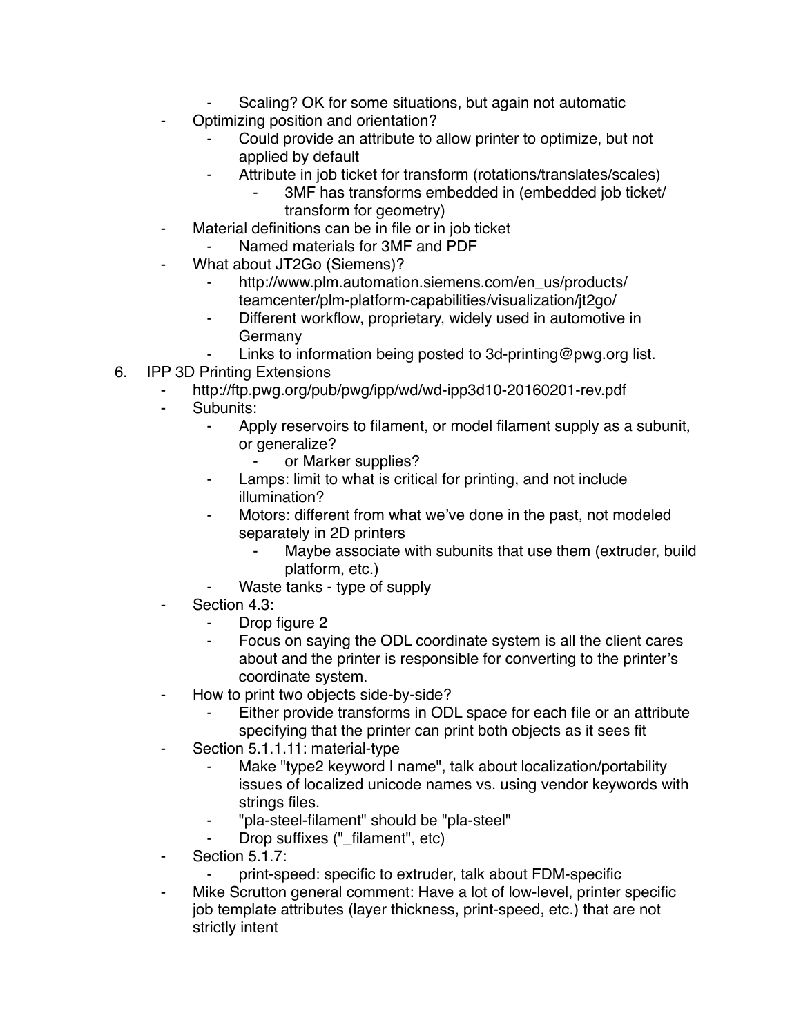- Scaling? OK for some situations, but again not automatic
    - Optimizing position and orientation?
        - Could provide an attribute to allow printer to optimize, but not applied by default
        - Attribute in job ticket for transform (rotations/translates/scales)
            - 3MF has transforms embedded in (embedded job ticket/ transform for geometry)
    - Material definitions can be in file or in job ticket
        - Named materials for 3MF and PDF
    - What about JT2Go (Siemens)?
        - http://www.plm.automation.siemens.com/en_us/products/teamcenter/plm-platform-capabilities/visualization/jt2go/
        - Different workflow, proprietary, widely used in automotive in Germany
        - Links to information being posted to 3d-printing@pwg.org list.
6. IPP 3D Printing Extensions
    - http://ftp.pwg.org/pub/pwg/ipp/wd/wd-ipp3d10-20160201-rev.pdf
    - Subunits:
        - Apply reservoirs to filament, or model filament supply as a subunit, or generalize?
            - or Marker supplies?
        - Lamps: limit to what is critical for printing, and not include illumination?
        - Motors: different from what we've done in the past, not modeled separately in 2D printers
            - Maybe associate with subunits that use them (extruder, build platform, etc.)
        - Waste tanks - type of supply
    - Section 4.3:
        - Drop figure 2
        - Focus on saying the ODL coordinate system is all the client cares about and the printer is responsible for converting to the printer's coordinate system.
    - How to print two objects side-by-side?
        - Either provide transforms in ODL space for each file or an attribute specifying that the printer can print both objects as it sees fit
    - Section 5.1.1.11: material-type
        - Make "type2 keyword | name", talk about localization/portability issues of localized unicode names vs. using vendor keywords with strings files.
        - "pla-steel-filament" should be "pla-steel"
        - Drop suffixes ("_filament", etc)
    - Section 5.1.7:
        - print-speed: specific to extruder, talk about FDM-specific
    - Mike Scrutton general comment: Have a lot of low-level, printer specific job template attributes (layer thickness, print-speed, etc.) that are not strictly intent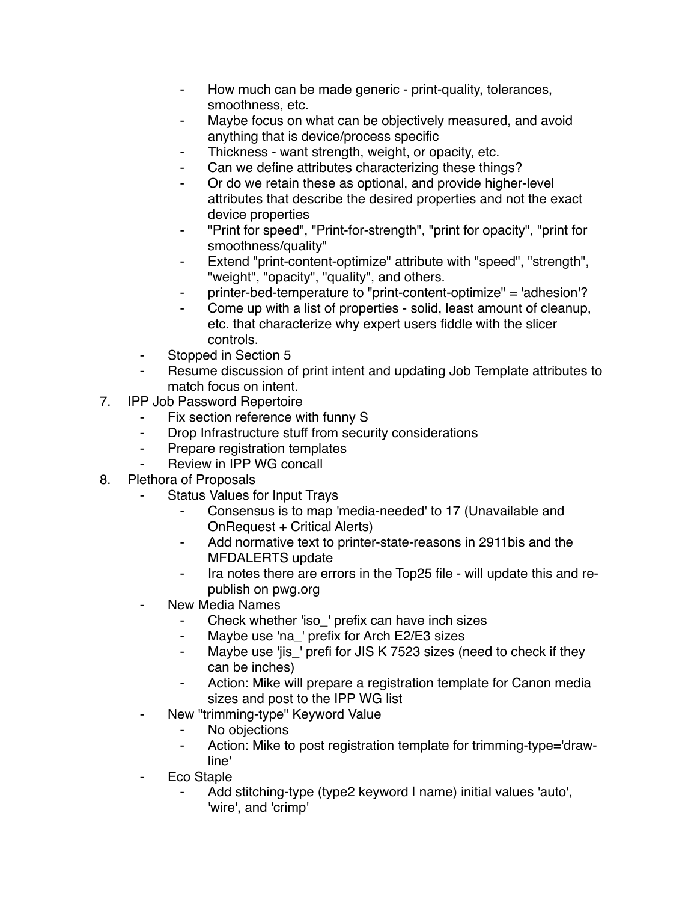- How much can be made generic - print-quality, tolerances, smoothness, etc.
        - Maybe focus on what can be objectively measured, and avoid anything that is device/process specific
        - Thickness - want strength, weight, or opacity, etc.
        - Can we define attributes characterizing these things?
        - Or do we retain these as optional, and provide higher-level attributes that describe the desired properties and not the exact device properties
        - "Print for speed", "Print-for-strength", "print for opacity", "print for smoothness/quality"
        - Extend "print-content-optimize" attribute with "speed", "strength", "weight", "opacity", "quality", and others.
        - printer-bed-temperature to "print-content-optimize" = 'adhesion'?
        - Come up with a list of properties - solid, least amount of cleanup, etc. that characterize why expert users fiddle with the slicer controls.
    - Stopped in Section 5
    - Resume discussion of print intent and updating Job Template attributes to match focus on intent.

7. IPP Job Password Repertoire
    - Fix section reference with funny S
    - Drop Infrastructure stuff from security considerations
    - Prepare registration templates
    - Review in IPP WG concall
8. Plethora of Proposals
    - Status Values for Input Trays
        - Consensus is to map 'media-needed' to 17 (Unavailable and OnRequest + Critical Alerts)
        - Add normative text to printer-state-reasons in 2911bis and the MFDALERTS update
        - Ira notes there are errors in the Top25 file - will update this and re-publish on pwg.org
    - New Media Names
        - Check whether 'iso_' prefix can have inch sizes
        - Maybe use 'na_' prefix for Arch E2/E3 sizes
        - Maybe use 'jis_' prefi for JIS K 7523 sizes (need to check if they can be inches)
        - Action: Mike will prepare a registration template for Canon media sizes and post to the IPP WG list
    - New "trimming-type" Keyword Value
        - No objections
        - Action: Mike to post registration template for trimming-type='draw-line'
    - Eco Staple
        - Add stitching-type (type2 keyword | name) initial values 'auto', 'wire', and 'crimp'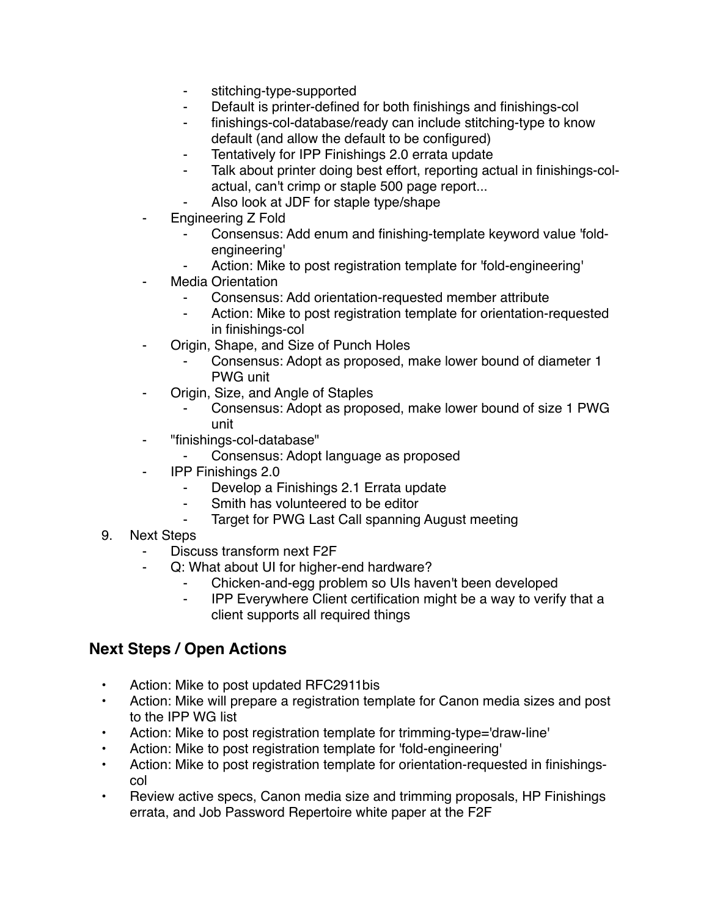- stitching-type-supported
        - Default is printer-defined for both finishings and finishings-col
        - finishings-col-database/ready can include stitching-type to know default (and allow the default to be configured)
        - Tentatively for IPP Finishings 2.0 errata update
        - Talk about printer doing best effort, reporting actual in finishings-col-actual, can't crimp or staple 500 page report...
        - Also look at JDF for staple type/shape
    - Engineering Z Fold
        - Consensus: Add enum and finishing-template keyword value 'fold-engineering'
        - Action: Mike to post registration template for 'fold-engineering'
    - Media Orientation
        - Consensus: Add orientation-requested member attribute
        - Action: Mike to post registration template for orientation-requested in finishings-col
    - Origin, Shape, and Size of Punch Holes
        - Consensus: Adopt as proposed, make lower bound of diameter 1 PWG unit
    - Origin, Size, and Angle of Staples
        - Consensus: Adopt as proposed, make lower bound of size 1 PWG unit
    - "finishings-col-database"
        - Consensus: Adopt language as proposed
    - IPP Finishings 2.0
        - Develop a Finishings 2.1 Errata update
        - Smith has volunteered to be editor
        - Target for PWG Last Call spanning August meeting
9. Next Steps
    - Discuss transform next F2F
    - Q: What about UI for higher-end hardware?
        - Chicken-and-egg problem so UIs haven't been developed
        - IPP Everywhere Client certification might be a way to verify that a client supports all required things

## Next Steps / Open Actions

- Action: Mike to post updated RFC2911bis
- Action: Mike will prepare a registration template for Canon media sizes and post to the IPP WG list
- Action: Mike to post registration template for trimming-type='draw-line'
- Action: Mike to post registration template for 'fold-engineering'
- Action: Mike to post registration template for orientation-requested in finishings-col
- Review active specs, Canon media size and trimming proposals, HP Finishings errata, and Job Password Repertoire white paper at the F2F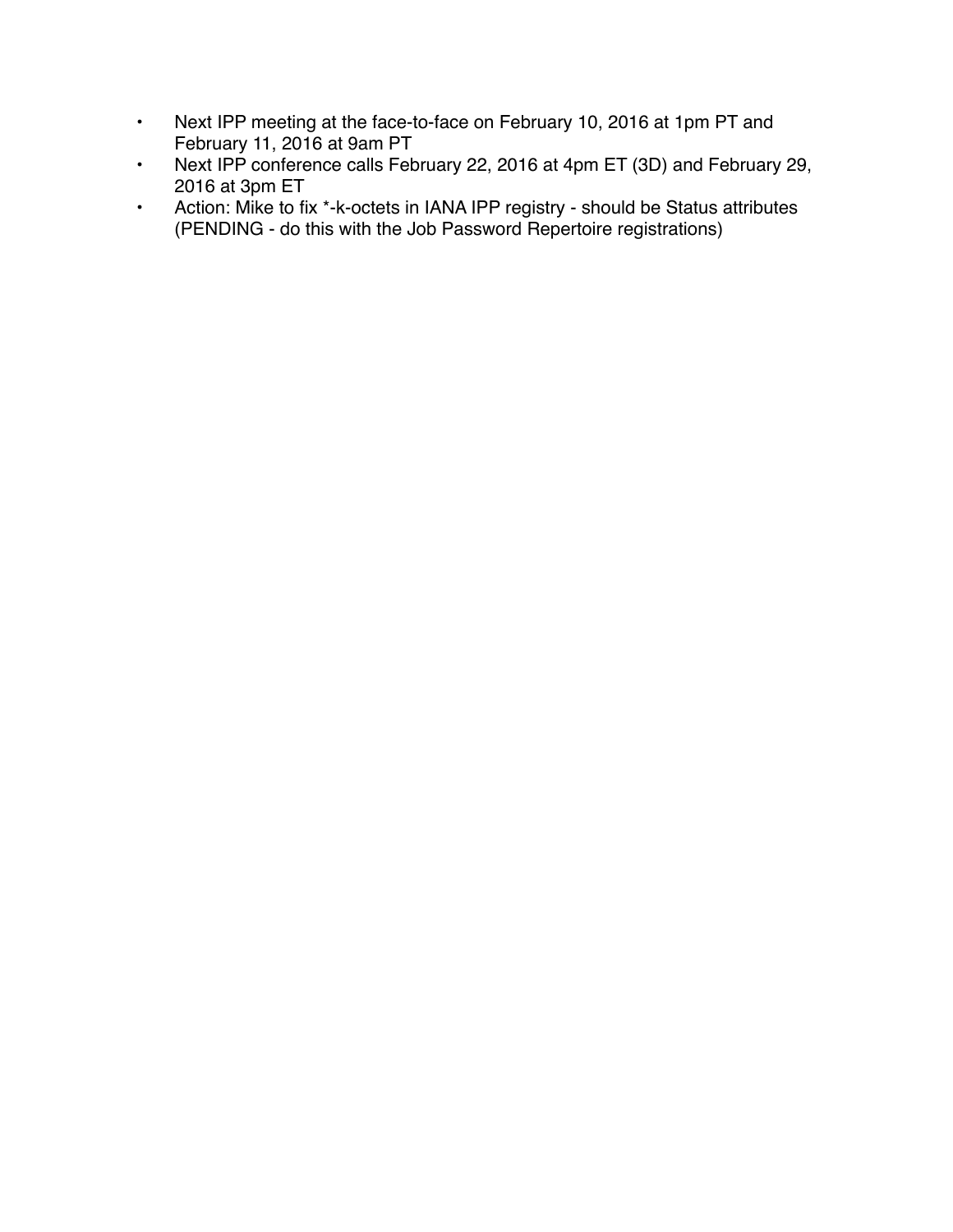- Next IPP meeting at the face-to-face on February 10, 2016 at 1pm PT and February 11, 2016 at 9am PT
- Next IPP conference calls February 22, 2016 at 4pm ET (3D) and February 29, 2016 at 3pm ET
- Action: Mike to fix *-k-octets in IANA IPP registry - should be Status attributes (PENDING - do this with the Job Password Repertoire registrations)